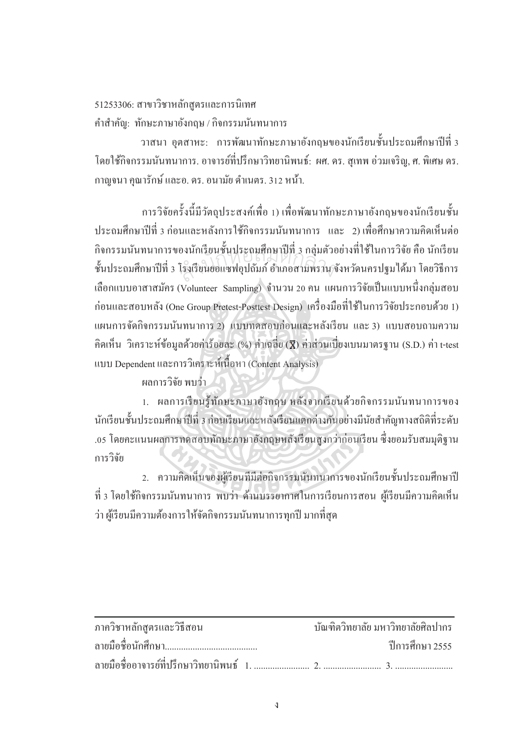51253306: สาขาวิชาหลักสูตรและการนิเทศ

คำสำคัญ: ทักษะภาษาอังกฤษ / กิจกรรมนันทนาการ

วาสนา อุตสาหะ: การพัฒนาทักษะภาษาอังกฤษของนักเรียนชั้นประถมศึกษาปีที่ 3 โดยใช้กิจกรรมนันทนาการ. อาจารย์ที่ปรึกษาวิทยานิพนธ์: ผศ. ดร. สุเทพ อ่วมเจริญ, ศ. พิเศษ ดร. กาญจนา คุณารักษ์ และอ. ดร. อนามัย ดำเนตร. 312 หน้า.

การวิจัยครั้งนี้มีวัตถุประสงค์เพื่อ 1) เพื่อพัฒนาทักษะภาษาอังกฤษของนักเรียนชั้นประถมศึกษาปีที่ 3 ก่อนและหลังการใช้กิจกรรมนันทนาการ และ 2) เพื่อศึกษาความคิดเห็นต่อกิจกรรมนันทนาการของนักเรียนชั้นประถมศึกษาปีที่ 3 กลุ่มตัวอย่างที่ใช้ในการวิจัย คือ นักเรียนชั้นประถมศึกษาปีที่ 3 โรงเรียนยอแซฟอุปถัมภ์ อำเภอสามพราน จังหวัดนครปฐมได้มา โดยวิธีการเลือกแบบอาสาสมัคร (Volunteer Sampling) จำนวน 20 คน แผนการวิจัยเป็นแบบหนึ่งกลุ่มสอบก่อนและสอบหลัง (One Group Pretest-Posttest Design) เครื่องมือที่ใช้ในการวิจัยประกอบด้วย 1) แผนการจัดกิจกรรมนันทนาการ 2) แบบทดสอบก่อนและหลังเรียน และ 3) แบบสอบถามความคิดเห็น วิเคราะห์ข้อมูลด้วยค่าร้อยละ (%) ค่าเฉลี่ย ($\bar{X}$) ค่าส่วนเบี่ยงเบนมาตรฐาน (S.D.) ค่า t-test แบบ Dependent และการวิเคราะห์เนื้อหา (Content Analysis)

ผลการวิจัย พบว่า

1. ผลการเรียนรู้ทักษะภาษาอังกฤษ หลังจากเรียนด้วยกิจกรรมนันทนาการของนักเรียนชั้นประถมศึกษาปีที่ 3 ก่อนเรียนและหลังเรียนแตกต่างกันอย่างมีนัยสำคัญทางสถิติที่ระดับ .05 โดยคะแนนผลการทดสอบทักษะภาษาอังกฤษหลังเรียนสูงกว่าก่อนเรียน ซึ่งยอมรับสมมุติฐานการวิจัย

2. ความคิดเห็นของผู้เรียนที่มีต่อกิจกรรมนันทนาการของนักเรียนชั้นประถมศึกษาปีที่ 3 โดยใช้กิจกรรมนันทนาการ พบว่า ด้านบรรยากาศในการเรียนการสอน ผู้เรียนมีความคิดเห็นว่า ผู้เรียนมีความต้องการให้จัดกิจกรรมนันทนาการทุกปี มากที่สุด

---

ภาควิชาหลักสูตรและวิธีสอน บัณฑิตวิทยาลัย มหาวิทยาลัยศิลปากร

ลายมือชื่อนักศึกษา........................................ ปีการศึกษา 2555

ลายมือชื่ออาจารย์ที่ปรึกษาวิทยานิพนธ์ 1. ......................... 2. ......................... 3. .........................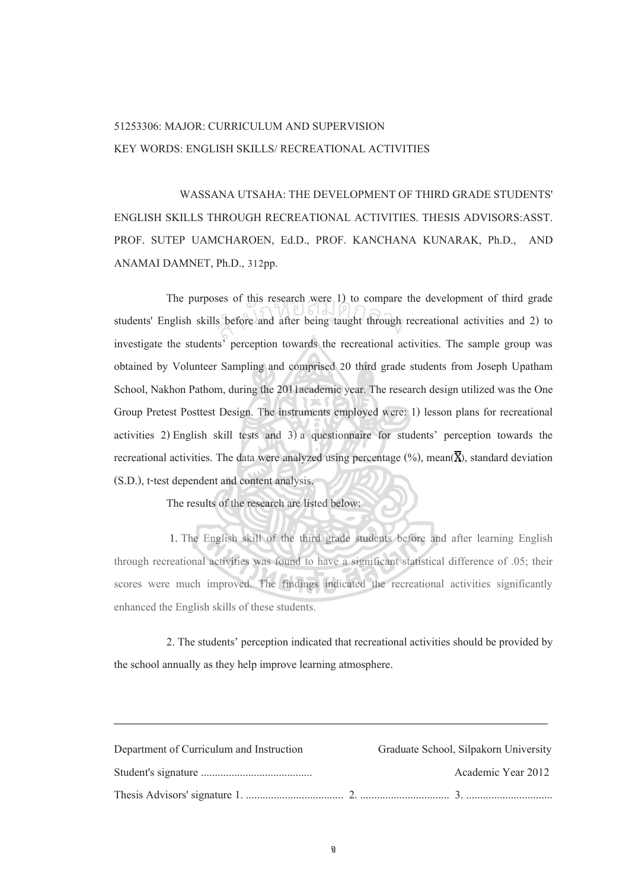51253306: MAJOR: CURRICULUM AND SUPERVISION

KEY WORDS: ENGLISH SKILLS/ RECREATIONAL ACTIVITIES

WASSANA UTSAHA: THE DEVELOPMENT OF THIRD GRADE STUDENTS' ENGLISH SKILLS THROUGH RECREATIONAL ACTIVITIES. THESIS ADVISORS:ASST. PROF. SUTEP UAMCHAROEN, Ed.D., PROF. KANCHANA KUNARAK, Ph.D., AND ANAMAI DAMNET, Ph.D., 312pp.

The purposes of this research were 1) to compare the development of third grade students' English skills before and after being taught through recreational activities and 2) to investigate the students' perception towards the recreational activities. The sample group was obtained by Volunteer Sampling and comprised 20 third grade students from Joseph Upatham School, Nakhon Pathom, during the 2011academic year. The research design utilized was the One Group Pretest Posttest Design. The instruments employed were: 1) lesson plans for recreational activities 2) English skill tests and 3) a questionnaire for students' perception towards the recreational activities. The data were analyzed using percentage (%), mean($\overline{X}$), standard deviation (S.D.), t-test dependent and content analysis.

The results of the research are listed below:

1. The English skill of the third grade students before and after learning English through recreational activities was found to have a significant statistical difference of .05; their scores were much improved. The findings indicated the recreational activities significantly enhanced the English skills of these students.

2. The students' perception indicated that recreational activities should be provided by the school annually as they help improve learning atmosphere.

---

Department of Curriculum and Instruction　　　　Graduate School, Silpakorn University

Student's signature ........................................　　　　Academic Year 2012

Thesis Advisors' signature 1. ................................... 2. ................................ 3. ...............................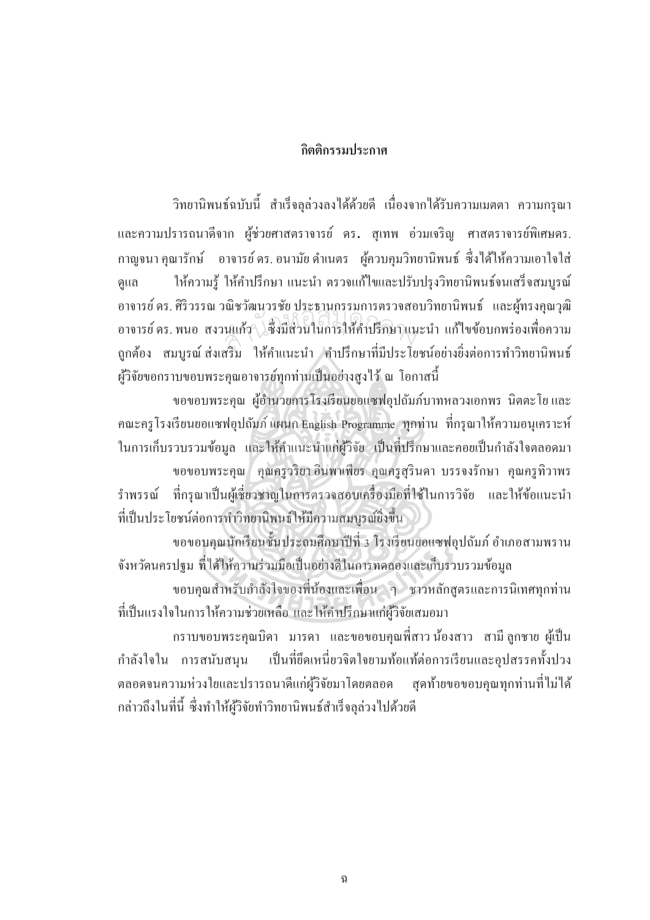## กิตติกรรมประกาศ

วิทยานิพนธ์ฉบับนี้ สำเร็จลุล่วงลงได้ด้วยดี เนื่องจากได้รับความเมตตา ความกรุณา และความปรารถนาดีจาก ผู้ช่วยศาสตราจารย์ ดร. สุเทพ อ่วมเจริญ ศาสตราจารย์พิเศษดร. กาญจนา คุณารักษ์ อาจารย์ ดร. อนามัย ดำเนตร ผู้ควบคุมวิทยานิพนธ์ ซึ่งได้ให้ความเอาใจใส่ดูแล ให้ความรู้ ให้คำปรึกษา แนะนำ ตรวจแก้ไขและปรับปรุงวิทยานิพนธ์จนเสร็จสมบูรณ์ อาจารย์ ดร. ศิริวรรณ วณิชวัฒนวรชัย ประธานกรรมการตรวจสอบวิทยานิพนธ์ และผู้ทรงคุณวุฒิ อาจารย์ ดร. พนอ สงวนแก้ว ซึ่งมีส่วนในการให้คำปรึกษา แนะนำ แก้ไขข้อบกพร่องเพื่อความถูกต้อง สมบูรณ์ ส่งเสริม ให้คำแนะนำ คำปรึกษาที่มีประโยชน์อย่างยิ่งต่อการทำวิทยานิพนธ์ ผู้วิจัยขอกราบขอบพระคุณอาจารย์ทุกท่านเป็นอย่างสูงไว้ ณ โอกาสนี้

ขอขอบพระคุณ ผู้อำนวยการโรงเรียนยอแซฟอุปถัมภ์บาทหลวงเอกพร นิตตะโย และคณะครูโรงเรียนยอแซฟอุปถัมภ์ แผนก English Programme ทุกท่าน ที่กรุณาให้ความอนุเคราะห์ในการเก็บรวบรวมข้อมูล และให้คำแนะนำแก่ผู้วิจัย เป็นที่ปรึกษาและคอยเป็นกำลังใจตลอดมา

ขอขอบพระคุณ คุณครูวริยา อินพาเพียร คุณครูสุรินดา บรรจงรักษา คุณครูทิวาพร รำพรรณ์ ที่กรุณาเป็นผู้เชี่ยวชาญในการตรวจสอบเครื่องมือที่ใช้ในการวิจัย และให้ข้อแนะนำที่เป็นประโยชน์ต่อการทำวิทยานิพนธ์ให้มีความสมบูรณ์ยิ่งขึ้น

ขอขอบคุณนักเรียนชั้นประถมศึกษาปีที่ 3 โรงเรียนยอแซฟอุปถัมภ์ อำเภอสามพราน จังหวัดนครปฐม ที่ได้ให้ความร่วมมือเป็นอย่างดีในการทดลองและเก็บรวบรวมข้อมูล

ขอบคุณสำหรับกำลังใจของพี่น้องและเพื่อน ๆ ชาวหลักสูตรและการนิเทศทุกท่าน ที่เป็นแรงใจในการให้ความช่วยเหลือ และให้คำปรึกษาแก่ผู้วิจัยเสมอมา

กราบขอบพระคุณบิดา มารดา และขอขอบคุณพี่สาว น้องสาว สามี ลูกชาย ผู้เป็นกำลังใจใน การสนับสนุน เป็นที่ยึดเหนี่ยวจิตใจยามท้อแท้ต่อการเรียนและอุปสรรคทั้งปวง ตลอดจนความห่วงใยและปรารถนาดีแก่ผู้วิจัยมาโดยตลอด สุดท้ายขอขอบคุณทุกท่านที่ไม่ได้กล่าวถึงในที่นี้ ซึ่งทำให้ผู้วิจัยทำวิทยานิพนธ์สำเร็จลุล่วงไปด้วยดี